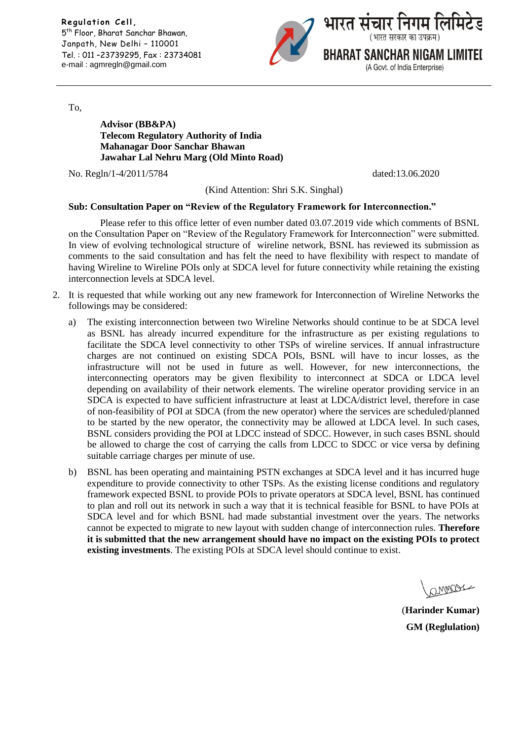**Regulation Cell,**
5th Floor, Bharat Sanchar Bhawan,
Janpath, New Delhi – 110001
Tel. : 011 -23739295, Fax : 23734081
e-mail : agmregln@gmail.com

भारत संचार निगम लिमिटेड
(भारत सरकार का उपक्रम)
**BHARAT SANCHAR NIGAM LIMITED**
(A Govt. of India Enterprise)

---

To,

**Advisor (BB&PA)**
**Telecom Regulatory Authority of India**
**Mahanagar Door Sanchar Bhawan**
**Jawahar Lal Nehru Marg (Old Minto Road)**

No. Regln/1-4/2011/5784 dated:13.06.2020

(Kind Attention: Shri S.K. Singhal)

**Sub: Consultation Paper on "Review of the Regulatory Framework for Interconnection."**

Please refer to this office letter of even number dated 03.07.2019 vide which comments of BSNL on the Consultation Paper on "Review of the Regulatory Framework for Interconnection" were submitted. In view of evolving technological structure of wireline network, BSNL has reviewed its submission as comments to the said consultation and has felt the need to have flexibility with respect to mandate of having Wireline to Wireline POIs only at SDCA level for future connectivity while retaining the existing interconnection levels at SDCA level.

2. It is requested that while working out any new framework for Interconnection of Wireline Networks the followings may be considered:

   a) The existing interconnection between two Wireline Networks should continue to be at SDCA level as BSNL has already incurred expenditure for the infrastructure as per existing regulations to facilitate the SDCA level connectivity to other TSPs of wireline services. If annual infrastructure charges are not continued on existing SDCA POIs, BSNL will have to incur losses, as the infrastructure will not be used in future as well. However, for new interconnections, the interconnecting operators may be given flexibility to interconnect at SDCA or LDCA level depending on availability of their network elements. The wireline operator providing service in an SDCA is expected to have sufficient infrastructure at least at LDCA/district level, therefore in case of non-feasibility of POI at SDCA (from the new operator) where the services are scheduled/planned to be started by the new operator, the connectivity may be allowed at LDCA level. In such cases, BSNL considers providing the POI at LDCC instead of SDCC. However, in such cases BSNL should be allowed to charge the cost of carrying the calls from LDCC to SDCC or vice versa by defining suitable carriage charges per minute of use.

   b) BSNL has been operating and maintaining PSTN exchanges at SDCA level and it has incurred huge expenditure to provide connectivity to other TSPs. As the existing license conditions and regulatory framework expected BSNL to provide POIs to private operators at SDCA level, BSNL has continued to plan and roll out its network in such a way that it is technical feasible for BSNL to have POIs at SDCA level and for which BSNL had made substantial investment over the years. The networks cannot be expected to migrate to new layout with sudden change of interconnection rules. **Therefore it is submitted that the new arrangement should have no impact on the existing POIs to protect existing investments**. The existing POIs at SDCA level should continue to exist.

(**Harinder Kumar**)
**GM (Reglulation)**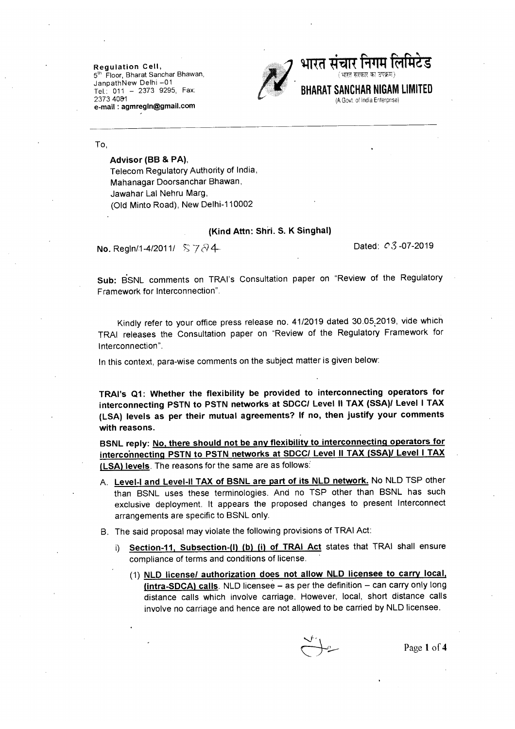Regulation Cell,
5th Floor, Bharat Sanchar Bhawan,
JanpathNew Delhi –01
Tel.: 011 – 2373 9295, Fax: 2373 4081
**e-mail : agmregln@gmail.com**

भारत संचार निगम लिमिटेड
(भारत सरकार का उपक्रम)
**BHARAT SANCHAR NIGAM LIMITED**
(A Govt. of India Enterprise)

---

To,

**Advisor (BB & PA),**
Telecom Regulatory Authority of India,
Mahanagar Doorsanchar Bhawan,
Jawahar Lal Nehru Marg,
(Old Minto Road), New Delhi-110002

**(Kind Attn: Shri. S. K Singhal)**

**No.** Regln/1-4/2011/ 5784 Dated: 03-07-2019

**Sub:** BSNL comments on TRAI's Consultation paper on "Review of the Regulatory Framework for Interconnection".

Kindly refer to your office press release no. 41/2019 dated 30.05.2019, vide which TRAI releases the Consultation paper on "Review of the Regulatory Framework for Interconnection".

In this context, para-wise comments on the subject matter is given below:

**TRAI's Q1: Whether the flexibility be provided to interconnecting operators for interconnecting PSTN to PSTN networks at SDCC/ Level II TAX (SSA)/ Level I TAX (LSA) levels as per their mutual agreements? If no, then justify your comments with reasons.**

**BSNL reply: No, there should not be any flexibility to interconnecting operators for interconnecting PSTN to PSTN networks at SDCC/ Level II TAX (SSA)/ Level I TAX (LSA) levels**. The reasons for the same are as follows:

A. **Level-I and Level-II TAX of BSNL are part of its NLD network.** No NLD TSP other than BSNL uses these terminologies. And no TSP other than BSNL has such exclusive deployment. It appears the proposed changes to present Interconnect arrangements are specific to BSNL only.

B. The said proposal may violate the following provisions of TRAI Act:

   i) **Section-11, Subsection-(I) (b) (i) of TRAI Act** states that TRAI shall ensure compliance of terms and conditions of license.

      (1) **NLD license/ authorization does not allow NLD licensee to carry local, (intra-SDCA) calls**. NLD licensee – as per the definition – can carry only long distance calls which involve carriage. However, local, short distance calls involve no carriage and hence are not allowed to be carried by NLD licensee.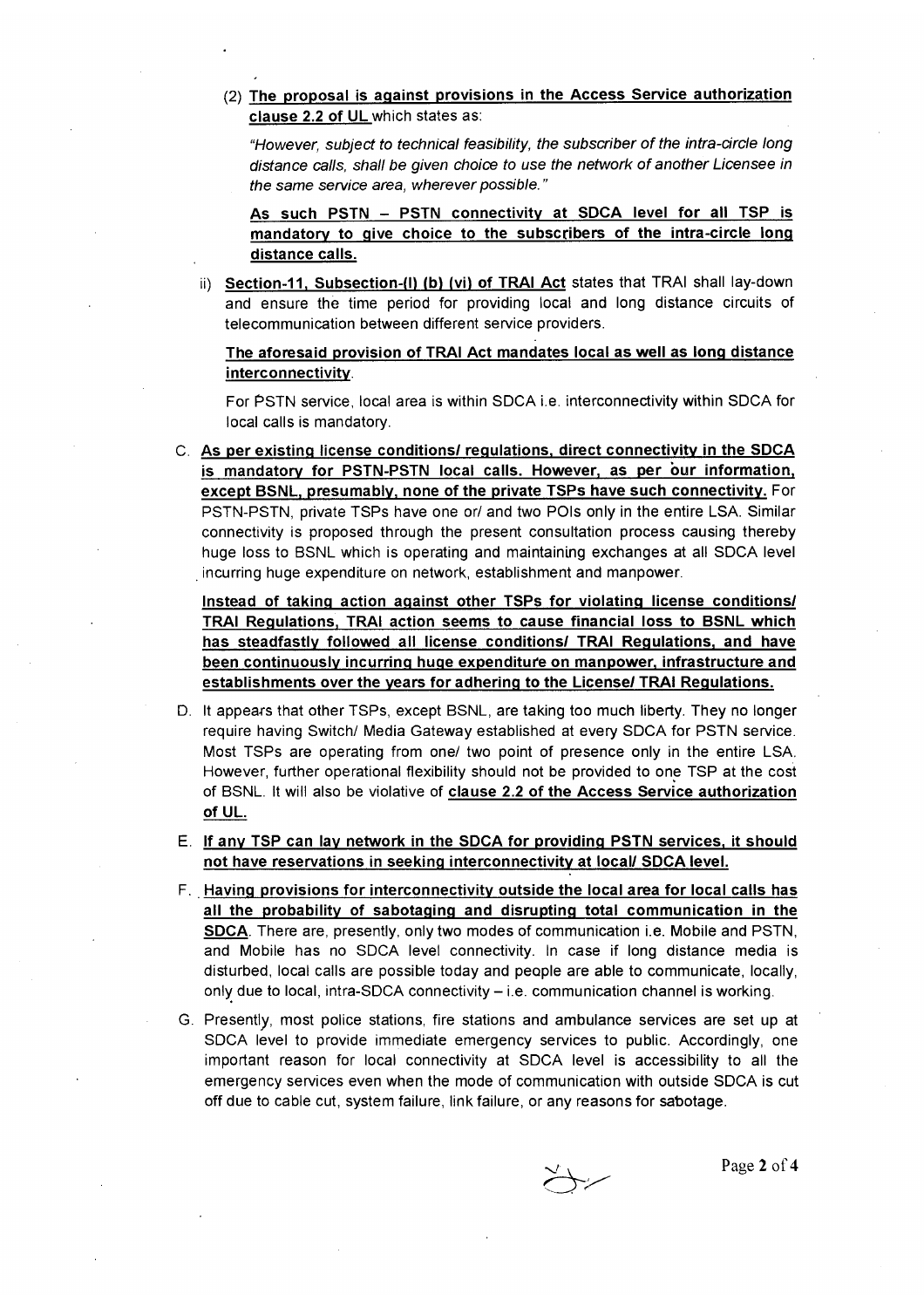(2) **The proposal is against provisions in the Access Service authorization clause 2.2 of UL** which states as:

*"However, subject to technical feasibility, the subscriber of the intra-circle long distance calls, shall be given choice to use the network of another Licensee in the same service area, wherever possible."*

**As such PSTN – PSTN connectivity at SDCA level for all TSP is mandatory to give choice to the subscribers of the intra-circle long distance calls.**

ii) **Section-11, Subsection-(I) (b) (vi) of TRAI Act** states that TRAI shall lay-down and ensure the time period for providing local and long distance circuits of telecommunication between different service providers.

**The aforesaid provision of TRAI Act mandates local as well as long distance interconnectivity**.

For PSTN service, local area is within SDCA i.e. interconnectivity within SDCA for local calls is mandatory.

C. **As per existing license conditions/ regulations, direct connectivity in the SDCA is mandatory for PSTN-PSTN local calls. However, as per our information, except BSNL, presumably, none of the private TSPs have such connectivity.** For PSTN-PSTN, private TSPs have one or/ and two POIs only in the entire LSA. Similar connectivity is proposed through the present consultation process causing thereby huge loss to BSNL which is operating and maintaining exchanges at all SDCA level incurring huge expenditure on network, establishment and manpower.

**Instead of taking action against other TSPs for violating license conditions/ TRAI Regulations, TRAI action seems to cause financial loss to BSNL which has steadfastly followed all license conditions/ TRAI Regulations, and have been continuously incurring huge expenditure on manpower, infrastructure and establishments over the years for adhering to the License/ TRAI Regulations.**

D. It appears that other TSPs, except BSNL, are taking too much liberty. They no longer require having Switch/ Media Gateway established at every SDCA for PSTN service. Most TSPs are operating from one/ two point of presence only in the entire LSA. However, further operational flexibility should not be provided to one TSP at the cost of BSNL. It will also be violative of **clause 2.2 of the Access Service authorization of UL.**

E. **If any TSP can lay network in the SDCA for providing PSTN services, it should not have reservations in seeking interconnectivity at local/ SDCA level.**

F. **Having provisions for interconnectivity outside the local area for local calls has all the probability of sabotaging and disrupting total communication in the SDCA**. There are, presently, only two modes of communication i.e. Mobile and PSTN, and Mobile has no SDCA level connectivity. In case if long distance media is disturbed, local calls are possible today and people are able to communicate, locally, only due to local, intra-SDCA connectivity – i.e. communication channel is working.

G. Presently, most police stations, fire stations and ambulance services are set up at SDCA level to provide immediate emergency services to public. Accordingly, one important reason for local connectivity at SDCA level is accessibility to all the emergency services even when the mode of communication with outside SDCA is cut off due to cable cut, system failure, link failure, or any reasons for sabotage.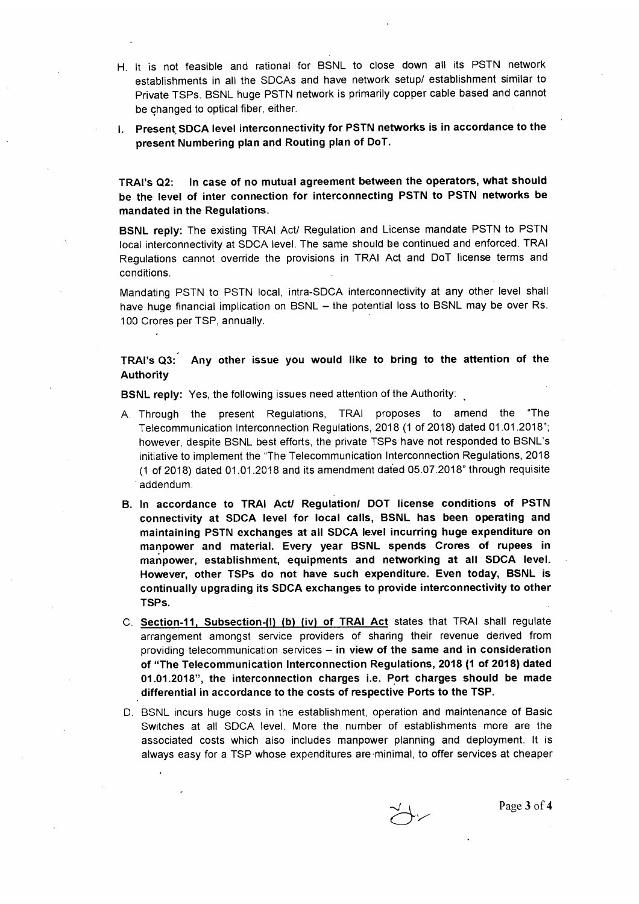H. It is not feasible and rational for BSNL to close down all its PSTN network establishments in all the SDCAs and have network setup/ establishment similar to Private TSPs. BSNL huge PSTN network is primarily copper cable based and cannot be changed to optical fiber, either.

I. **Present SDCA level interconnectivity for PSTN networks is in accordance to the present Numbering plan and Routing plan of DoT.**

**TRAI's Q2: In case of no mutual agreement between the operators, what should be the level of inter connection for interconnecting PSTN to PSTN networks be mandated in the Regulations.**

**BSNL reply:** The existing TRAI Act/ Regulation and License mandate PSTN to PSTN local interconnectivity at SDCA level. The same should be continued and enforced. TRAI Regulations cannot override the provisions in TRAI Act and DoT license terms and conditions.

Mandating PSTN to PSTN local, intra-SDCA interconnectivity at any other level shall have huge financial implication on BSNL – the potential loss to BSNL may be over Rs. 100 Crores per TSP, annually.

**TRAI's Q3: Any other issue you would like to bring to the attention of the Authority**

**BSNL reply:** Yes, the following issues need attention of the Authority:

A. Through the present Regulations, TRAI proposes to amend the "The Telecommunication Interconnection Regulations, 2018 (1 of 2018) dated 01.01.2018"; however, despite BSNL best efforts, the private TSPs have not responded to BSNL's initiative to implement the "The Telecommunication Interconnection Regulations, 2018 (1 of 2018) dated 01.01.2018 and its amendment dated 05.07.2018" through requisite addendum.

B. **In accordance to TRAI Act/ Regulation/ DOT license conditions of PSTN connectivity at SDCA level for local calls, BSNL has been operating and maintaining PSTN exchanges at all SDCA level incurring huge expenditure on manpower and material. Every year BSNL spends Crores of rupees in manpower, establishment, equipments and networking at all SDCA level. However, other TSPs do not have such expenditure. Even today, BSNL is continually upgrading its SDCA exchanges to provide interconnectivity to other TSPs.**

C. **Section-11, Subsection-(I) (b) (iv) of TRAI Act** states that TRAI shall regulate arrangement amongst service providers of sharing their revenue derived from providing telecommunication services – **in view of the same and in consideration of "The Telecommunication Interconnection Regulations, 2018 (1 of 2018) dated 01.01.2018", the interconnection charges i.e. Port charges should be made differential in accordance to the costs of respective Ports to the TSP.**

D. BSNL incurs huge costs in the establishment, operation and maintenance of Basic Switches at all SDCA level. More the number of establishments more are the associated costs which also includes manpower planning and deployment. It is always easy for a TSP whose expenditures are minimal, to offer services at cheaper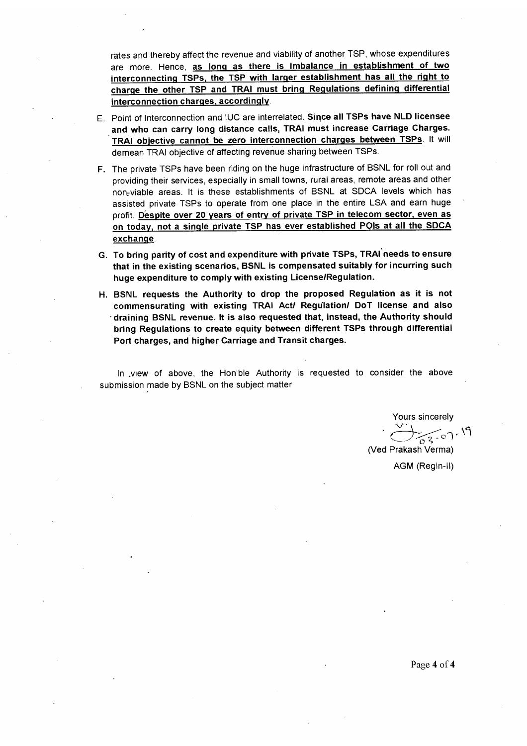rates and thereby affect the revenue and viability of another TSP, whose expenditures are more. Hence, **as long as there is imbalance in establishment of two interconnecting TSPs, the TSP with larger establishment has all the right to charge the other TSP and TRAI must bring Regulations defining differential interconnection charges, accordingly**.

E. Point of Interconnection and IUC are interrelated. **Since all TSPs have NLD licensee and who can carry long distance calls, TRAI must increase Carriage Charges. TRAI objective cannot be zero interconnection charges between TSPs**. It will demean TRAI objective of affecting revenue sharing between TSPs.

F. The private TSPs have been riding on the huge infrastructure of BSNL for roll out and providing their services, especially in small towns, rural areas, remote areas and other non-viable areas. It is these establishments of BSNL at SDCA levels which has assisted private TSPs to operate from one place in the entire LSA and earn huge profit. **Despite over 20 years of entry of private TSP in telecom sector, even as on today, not a single private TSP has ever established POIs at all the SDCA exchange**.

G. **To bring parity of cost and expenditure with private TSPs, TRAI needs to ensure that in the existing scenarios, BSNL is compensated suitably for incurring such huge expenditure to comply with existing License/Regulation.**

H. **BSNL requests the Authority to drop the proposed Regulation as it is not commensurating with existing TRAI Act/ Regulation/ DoT license and also draining BSNL revenue. It is also requested that, instead, the Authority should bring Regulations to create equity between different TSPs through differential Port charges, and higher Carriage and Transit charges.**

In view of above, the Hon'ble Authority is requested to consider the above submission made by BSNL on the subject matter

Yours sincerely

03-07-19

(Ved Prakash Verma)

AGM (Regln-II)